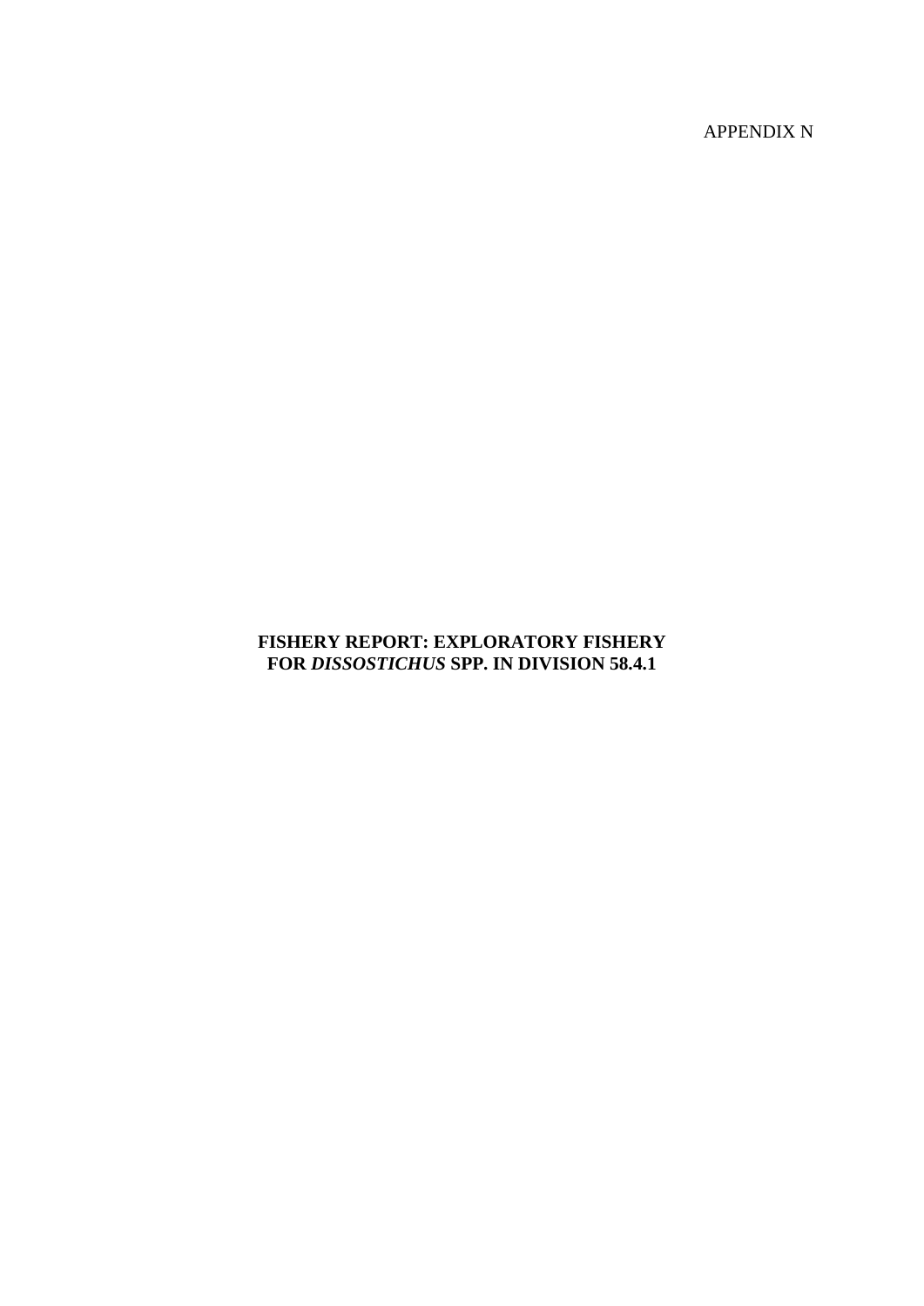APPENDIX N

# FISHERY REPORT: EXPLORATORY FISHERY FOR *DISSOSTICHUS* SPP. IN DIVISION 58.4.1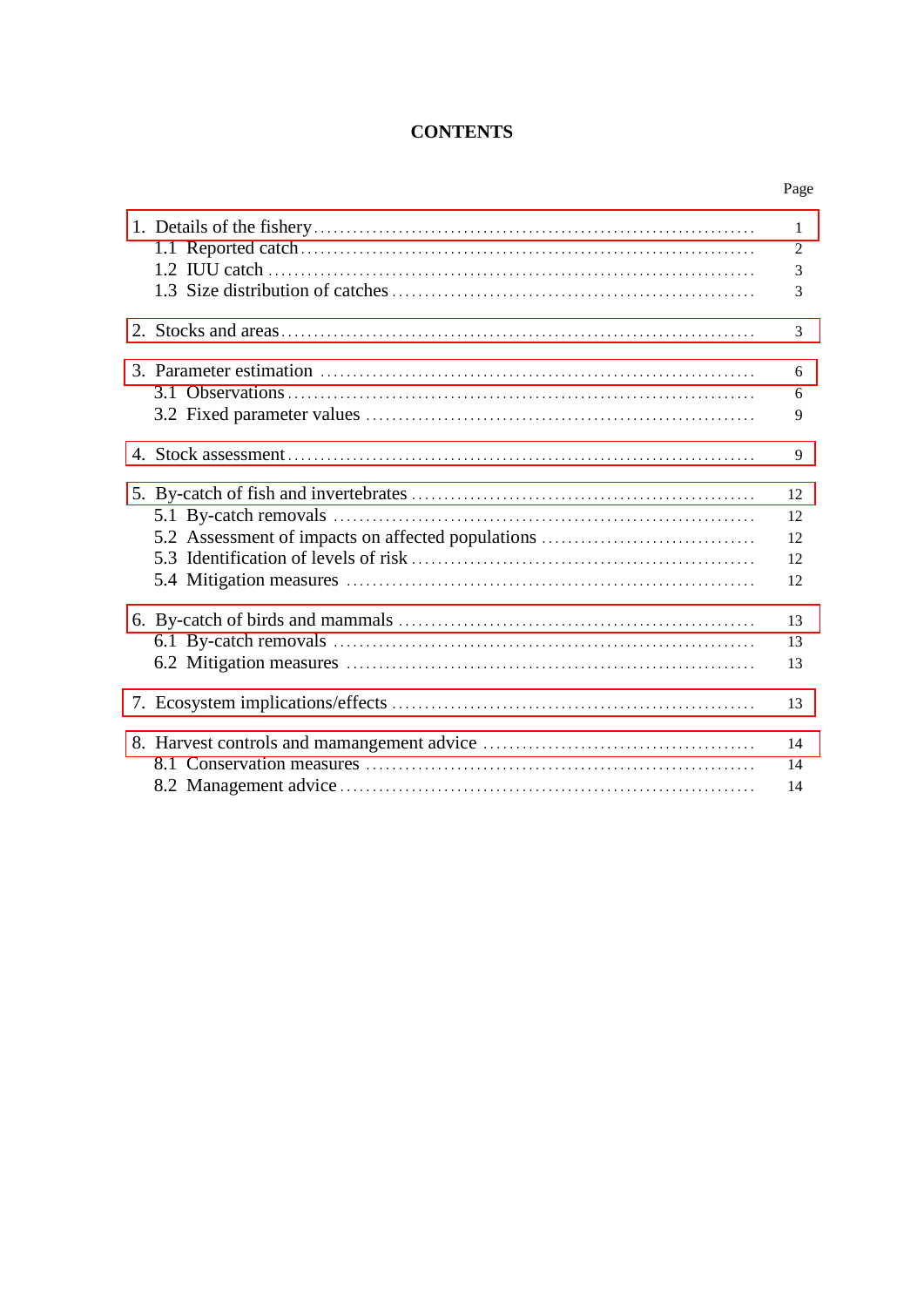# CONTENTS

| | Page |
|---|---|
| 1. Details of the fishery | 1 |
| 1.1 Reported catch | 2 |
| 1.2 IUU catch | 3 |
| 1.3 Size distribution of catches | 3 |
| 2. Stocks and areas | 3 |
| 3. Parameter estimation | 6 |
| 3.1 Observations | 6 |
| 3.2 Fixed parameter values | 9 |
| 4. Stock assessment | 9 |
| 5. By-catch of fish and invertebrates | 12 |
| 5.1 By-catch removals | 12 |
| 5.2 Assessment of impacts on affected populations | 12 |
| 5.3 Identification of levels of risk | 12 |
| 5.4 Mitigation measures | 12 |
| 6. By-catch of birds and mammals | 13 |
| 6.1 By-catch removals | 13 |
| 6.2 Mitigation measures | 13 |
| 7. Ecosystem implications/effects | 13 |
| 8. Harvest controls and mamangement advice | 14 |
| 8.1 Conservation measures | 14 |
| 8.2 Management advice | 14 |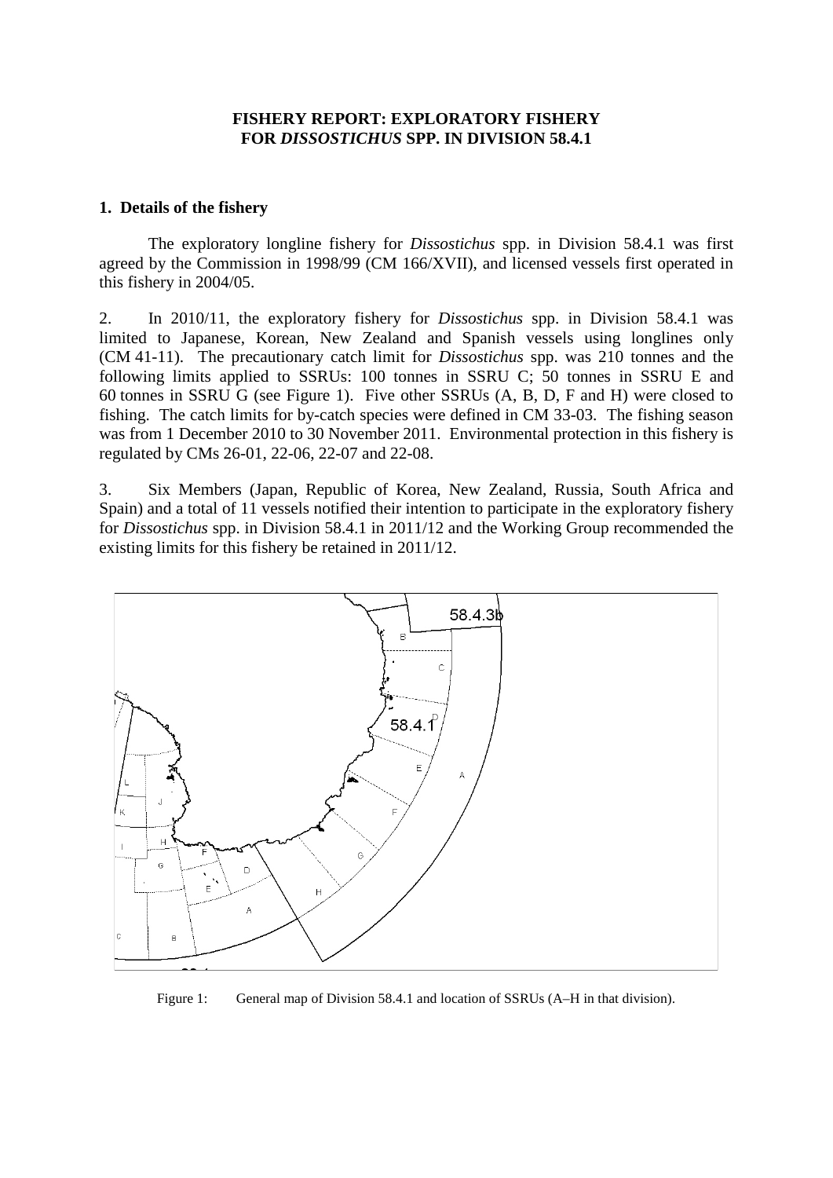# FISHERY REPORT: EXPLORATORY FISHERY FOR *DISSOSTICHUS* SPP. IN DIVISION 58.4.1

## 1. Details of the fishery

The exploratory longline fishery for *Dissostichus* spp. in Division 58.4.1 was first agreed by the Commission in 1998/99 (CM 166/XVII), and licensed vessels first operated in this fishery in 2004/05.

2. In 2010/11, the exploratory fishery for *Dissostichus* spp. in Division 58.4.1 was limited to Japanese, Korean, New Zealand and Spanish vessels using longlines only (CM 41-11). The precautionary catch limit for *Dissostichus* spp. was 210 tonnes and the following limits applied to SSRUs: 100 tonnes in SSRU C; 50 tonnes in SSRU E and 60 tonnes in SSRU G (see Figure 1). Five other SSRUs (A, B, D, F and H) were closed to fishing. The catch limits for by-catch species were defined in CM 33-03. The fishing season was from 1 December 2010 to 30 November 2011. Environmental protection in this fishery is regulated by CMs 26-01, 22-06, 22-07 and 22-08.

3. Six Members (Japan, Republic of Korea, New Zealand, Russia, South Africa and Spain) and a total of 11 vessels notified their intention to participate in the exploratory fishery for *Dissostichus* spp. in Division 58.4.1 in 2011/12 and the Working Group recommended the existing limits for this fishery be retained in 2011/12.

Figure 1: General map of Division 58.4.1 and location of SSRUs (A–H in that division).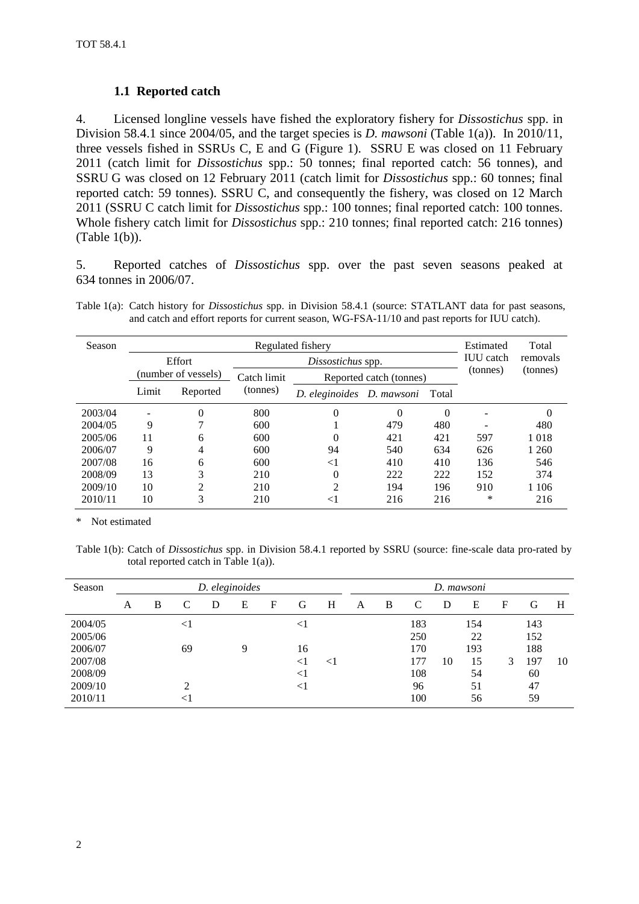### 1.1 Reported catch

4. Licensed longline vessels have fished the exploratory fishery for *Dissostichus* spp. in Division 58.4.1 since 2004/05, and the target species is *D. mawsoni* (Table 1(a)). In 2010/11, three vessels fished in SSRUs C, E and G (Figure 1). SSRU E was closed on 11 February 2011 (catch limit for *Dissostichus* spp.: 50 tonnes; final reported catch: 56 tonnes), and SSRU G was closed on 12 February 2011 (catch limit for *Dissostichus* spp.: 60 tonnes; final reported catch: 59 tonnes). SSRU C, and consequently the fishery, was closed on 12 March 2011 (SSRU C catch limit for *Dissostichus* spp.: 100 tonnes; final reported catch: 100 tonnes. Whole fishery catch limit for *Dissostichus* spp.: 210 tonnes; final reported catch: 216 tonnes) (Table 1(b)).

5. Reported catches of *Dissostichus* spp. over the past seven seasons peaked at 634 tonnes in 2006/07.

Table 1(a): Catch history for *Dissostichus* spp. in Division 58.4.1 (source: STATLANT data for past seasons, and catch and effort reports for current season, WG-FSA-11/10 and past reports for IUU catch).

| Season | Regulated fishery | | | | | | Estimated IUU catch (tonnes) | Total removals (tonnes) |
|---|---|---|---|---|---|---|---|---|
| | Effort (number of vessels) | | *Dissostichus* spp. | | | | | |
| | | | Catch limit (tonnes) | Reported catch (tonnes) | | | | |
| | Limit | Reported | | *D. eleginoides* | *D. mawsoni* | Total | | |
| 2003/04 | - | 0 | 800 | 0 | 0 | 0 | - | 0 |
| 2004/05 | 9 | 7 | 600 | 1 | 479 | 480 | - | 480 |
| 2005/06 | 11 | 6 | 600 | 0 | 421 | 421 | 597 | 1 018 |
| 2006/07 | 9 | 4 | 600 | 94 | 540 | 634 | 626 | 1 260 |
| 2007/08 | 16 | 6 | 600 | <1 | 410 | 410 | 136 | 546 |
| 2008/09 | 13 | 3 | 210 | 0 | 222 | 222 | 152 | 374 |
| 2009/10 | 10 | 2 | 210 | 2 | 194 | 196 | 910 | 1 106 |
| 2010/11 | 10 | 3 | 210 | <1 | 216 | 216 | * | 216 |

\* Not estimated

Table 1(b): Catch of *Dissostichus* spp. in Division 58.4.1 reported by SSRU (source: fine-scale data pro-rated by total reported catch in Table 1(a)).

| Season | *D. eleginoides* | | | | | | | | *D. mawsoni* | | | | | | | |
|---|---|---|---|---|---|---|---|---|---|---|---|---|---|---|---|---|
| | A | B | C | D | E | F | G | H | A | B | C | D | E | F | G | H |
| 2004/05 | | | <1 | | | | <1 | | | | 183 | | 154 | | 143 | |
| 2005/06 | | | | | | | | | | | 250 | | 22 | | 152 | |
| 2006/07 | | | 69 | | 9 | | 16 | | | | 170 | | 193 | | 188 | |
| 2007/08 | | | | | | | <1 | <1 | | | 177 | 10 | 15 | 3 | 197 | 10 |
| 2008/09 | | | | | | | <1 | | | | 108 | | 54 | | 60 | |
| 2009/10 | | | 2 | | | | <1 | | | | 96 | | 51 | | 47 | |
| 2010/11 | | | <1 | | | | | | | | 100 | | 56 | | 59 | |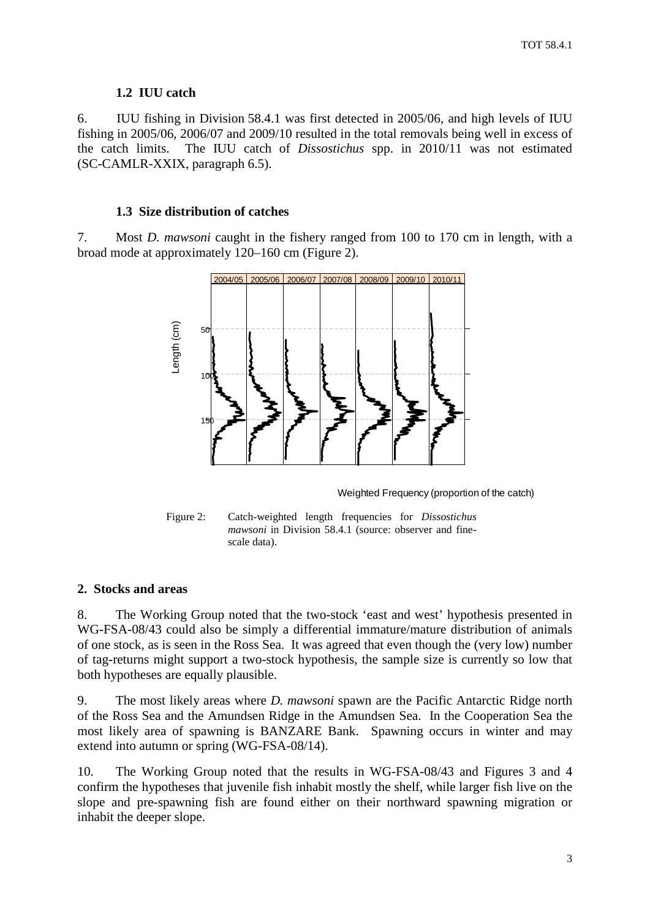### 1.2 IUU catch

6. IUU fishing in Division 58.4.1 was first detected in 2005/06, and high levels of IUU fishing in 2005/06, 2006/07 and 2009/10 resulted in the total removals being well in excess of the catch limits. The IUU catch of *Dissostichus* spp. in 2010/11 was not estimated (SC-CAMLR-XXIX, paragraph 6.5).

### 1.3 Size distribution of catches

7. Most *D. mawsoni* caught in the fishery ranged from 100 to 170 cm in length, with a broad mode at approximately 120–160 cm (Figure 2).

Figure 2: Catch-weighted length frequencies for *Dissostichus mawsoni* in Division 58.4.1 (source: observer and fine-scale data).

## 2. Stocks and areas

8. The Working Group noted that the two-stock 'east and west' hypothesis presented in WG-FSA-08/43 could also be simply a differential immature/mature distribution of animals of one stock, as is seen in the Ross Sea. It was agreed that even though the (very low) number of tag-returns might support a two-stock hypothesis, the sample size is currently so low that both hypotheses are equally plausible.

9. The most likely areas where *D. mawsoni* spawn are the Pacific Antarctic Ridge north of the Ross Sea and the Amundsen Ridge in the Amundsen Sea. In the Cooperation Sea the most likely area of spawning is BANZARE Bank. Spawning occurs in winter and may extend into autumn or spring (WG-FSA-08/14).

10. The Working Group noted that the results in WG-FSA-08/43 and Figures 3 and 4 confirm the hypotheses that juvenile fish inhabit mostly the shelf, while larger fish live on the slope and pre-spawning fish are found either on their northward spawning migration or inhabit the deeper slope.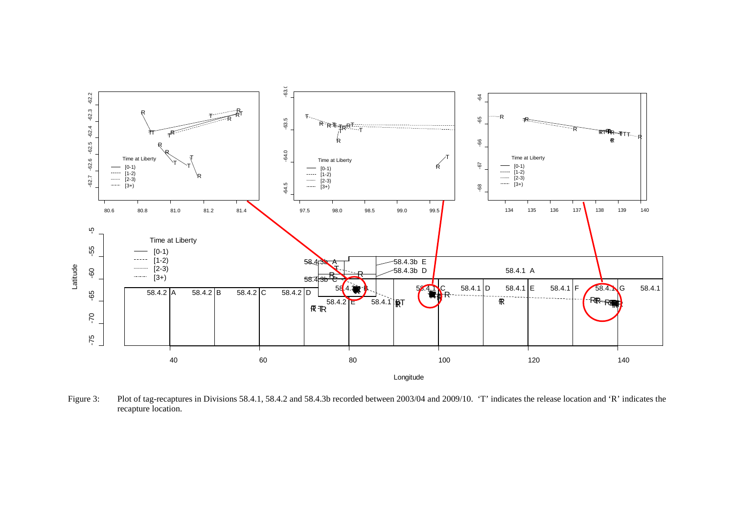Figure 3: Plot of tag-recaptures in Divisions 58.4.1, 58.4.2 and 58.4.3b recorded between 2003/04 and 2009/10. 'T' indicates the release location and 'R' indicates the recapture location.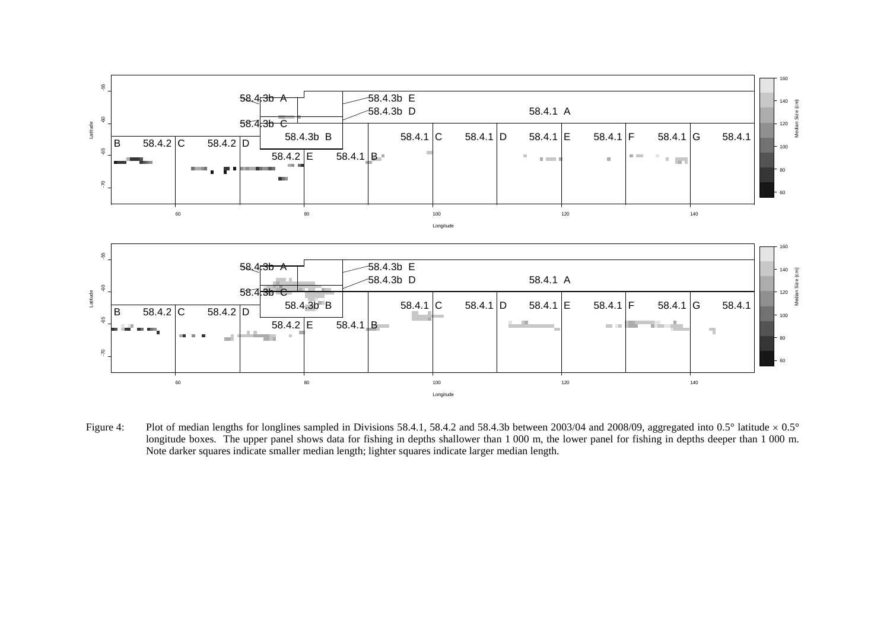Figure 4: Plot of median lengths for longlines sampled in Divisions 58.4.1, 58.4.2 and 58.4.3b between 2003/04 and 2008/09, aggregated into 0.5° latitude × 0.5° longitude boxes. The upper panel shows data for fishing in depths shallower than 1 000 m, the lower panel for fishing in depths deeper than 1 000 m. Note darker squares indicate smaller median length; lighter squares indicate larger median length.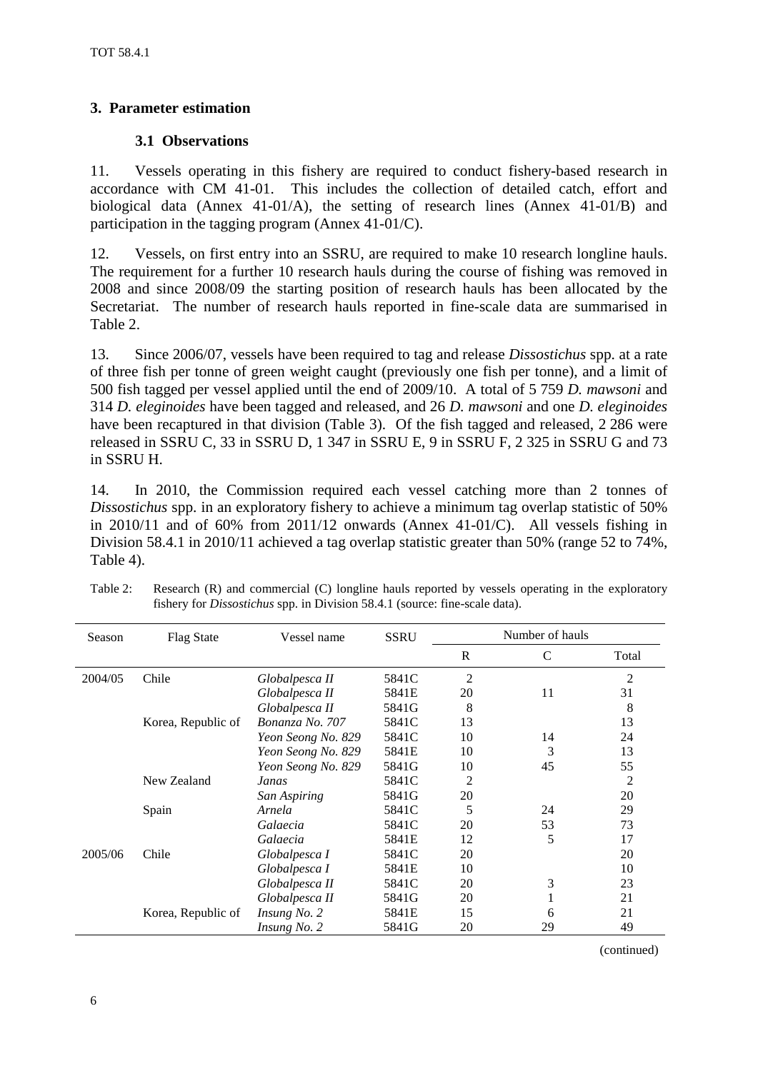## 3. Parameter estimation

### 3.1 Observations

11. Vessels operating in this fishery are required to conduct fishery-based research in accordance with CM 41-01. This includes the collection of detailed catch, effort and biological data (Annex 41-01/A), the setting of research lines (Annex 41-01/B) and participation in the tagging program (Annex 41-01/C).

12. Vessels, on first entry into an SSRU, are required to make 10 research longline hauls. The requirement for a further 10 research hauls during the course of fishing was removed in 2008 and since 2008/09 the starting position of research hauls has been allocated by the Secretariat. The number of research hauls reported in fine-scale data are summarised in Table 2.

13. Since 2006/07, vessels have been required to tag and release *Dissostichus* spp. at a rate of three fish per tonne of green weight caught (previously one fish per tonne), and a limit of 500 fish tagged per vessel applied until the end of 2009/10. A total of 5 759 *D. mawsoni* and 314 *D. eleginoides* have been tagged and released, and 26 *D. mawsoni* and one *D. eleginoides* have been recaptured in that division (Table 3). Of the fish tagged and released, 2 286 were released in SSRU C, 33 in SSRU D, 1 347 in SSRU E, 9 in SSRU F, 2 325 in SSRU G and 73 in SSRU H.

14. In 2010, the Commission required each vessel catching more than 2 tonnes of *Dissostichus* spp. in an exploratory fishery to achieve a minimum tag overlap statistic of 50% in 2010/11 and of 60% from 2011/12 onwards (Annex 41-01/C). All vessels fishing in Division 58.4.1 in 2010/11 achieved a tag overlap statistic greater than 50% (range 52 to 74%, Table 4).

Table 2: Research (R) and commercial (C) longline hauls reported by vessels operating in the exploratory fishery for *Dissostichus* spp. in Division 58.4.1 (source: fine-scale data).

| Season | Flag State | Vessel name | SSRU | Number of hauls | | |
|---|---|---|---|---|---|---|
| | | | | R | C | Total |
| 2004/05 | Chile | *Globalpesca II* | 5841C | 2 | | 2 |
| | | *Globalpesca II* | 5841E | 20 | 11 | 31 |
| | | *Globalpesca II* | 5841G | 8 | | 8 |
| | Korea, Republic of | *Bonanza No. 707* | 5841C | 13 | | 13 |
| | | *Yeon Seong No. 829* | 5841C | 10 | 14 | 24 |
| | | *Yeon Seong No. 829* | 5841E | 10 | 3 | 13 |
| | | *Yeon Seong No. 829* | 5841G | 10 | 45 | 55 |
| | New Zealand | *Janas* | 5841C | 2 | | 2 |
| | | *San Aspiring* | 5841G | 20 | | 20 |
| | Spain | *Arnela* | 5841C | 5 | 24 | 29 |
| | | *Galaecia* | 5841C | 20 | 53 | 73 |
| | | *Galaecia* | 5841E | 12 | 5 | 17 |
| 2005/06 | Chile | *Globalpesca I* | 5841C | 20 | | 20 |
| | | *Globalpesca I* | 5841E | 10 | | 10 |
| | | *Globalpesca II* | 5841C | 20 | 3 | 23 |
| | | *Globalpesca II* | 5841G | 20 | 1 | 21 |
| | Korea, Republic of | *Insung No. 2* | 5841E | 15 | 6 | 21 |
| | | *Insung No. 2* | 5841G | 20 | 29 | 49 |

(continued)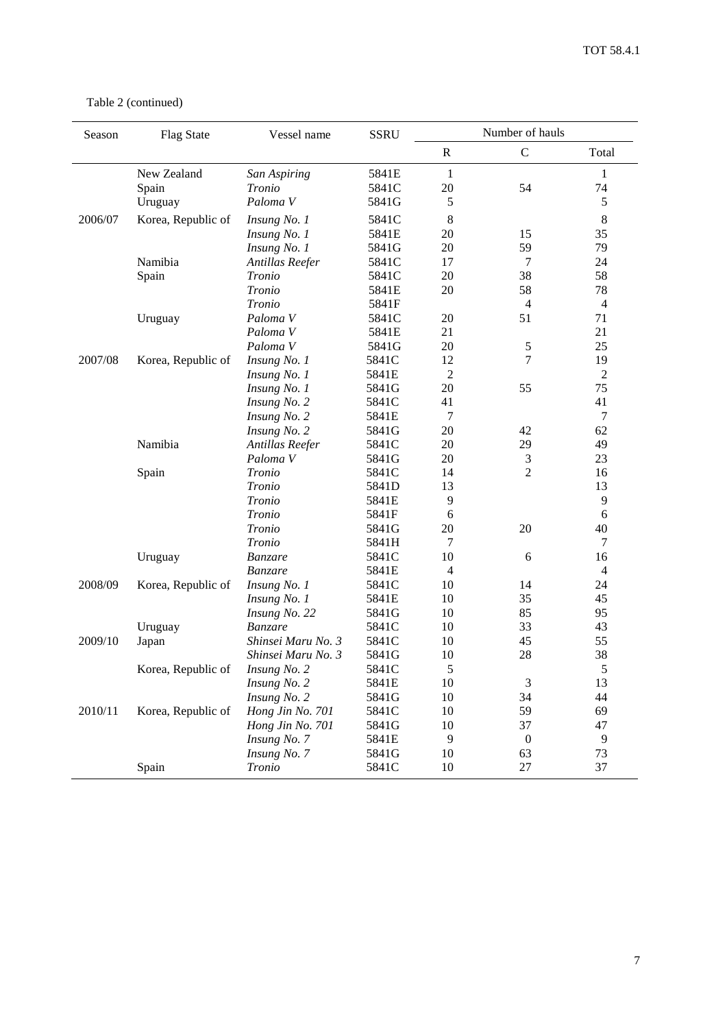Table 2 (continued)

| Season | Flag State | Vessel name | SSRU | Number of hauls | | |
|---|---|---|---|---|---|---|
| | | | | R | C | Total |
| | New Zealand | *San Aspiring* | 5841E | 1 | | 1 |
| | Spain | *Tronio* | 5841C | 20 | 54 | 74 |
| | Uruguay | *Paloma V* | 5841G | 5 | | 5 |
| 2006/07 | Korea, Republic of | *Insung No. 1* | 5841C | 8 | | 8 |
| | | *Insung No. 1* | 5841E | 20 | 15 | 35 |
| | | *Insung No. 1* | 5841G | 20 | 59 | 79 |
| | Namibia | *Antillas Reefer* | 5841C | 17 | 7 | 24 |
| | Spain | *Tronio* | 5841C | 20 | 38 | 58 |
| | | *Tronio* | 5841E | 20 | 58 | 78 |
| | | *Tronio* | 5841F | | 4 | 4 |
| | Uruguay | *Paloma V* | 5841C | 20 | 51 | 71 |
| | | *Paloma V* | 5841E | 21 | | 21 |
| | | *Paloma V* | 5841G | 20 | 5 | 25 |
| 2007/08 | Korea, Republic of | *Insung No. 1* | 5841C | 12 | 7 | 19 |
| | | *Insung No. 1* | 5841E | 2 | | 2 |
| | | *Insung No. 1* | 5841G | 20 | 55 | 75 |
| | | *Insung No. 2* | 5841C | 41 | | 41 |
| | | *Insung No. 2* | 5841E | 7 | | 7 |
| | | *Insung No. 2* | 5841G | 20 | 42 | 62 |
| | Namibia | *Antillas Reefer* | 5841C | 20 | 29 | 49 |
| | | *Paloma V* | 5841G | 20 | 3 | 23 |
| | Spain | *Tronio* | 5841C | 14 | 2 | 16 |
| | | *Tronio* | 5841D | 13 | | 13 |
| | | *Tronio* | 5841E | 9 | | 9 |
| | | *Tronio* | 5841F | 6 | | 6 |
| | | *Tronio* | 5841G | 20 | 20 | 40 |
| | | *Tronio* | 5841H | 7 | | 7 |
| | Uruguay | *Banzare* | 5841C | 10 | 6 | 16 |
| | | *Banzare* | 5841E | 4 | | 4 |
| 2008/09 | Korea, Republic of | *Insung No. 1* | 5841C | 10 | 14 | 24 |
| | | *Insung No. 1* | 5841E | 10 | 35 | 45 |
| | | *Insung No. 22* | 5841G | 10 | 85 | 95 |
| | Uruguay | *Banzare* | 5841C | 10 | 33 | 43 |
| 2009/10 | Japan | *Shinsei Maru No. 3* | 5841C | 10 | 45 | 55 |
| | | *Shinsei Maru No. 3* | 5841G | 10 | 28 | 38 |
| | Korea, Republic of | *Insung No. 2* | 5841C | 5 | | 5 |
| | | *Insung No. 2* | 5841E | 10 | 3 | 13 |
| | | *Insung No. 2* | 5841G | 10 | 34 | 44 |
| 2010/11 | Korea, Republic of | *Hong Jin No. 701* | 5841C | 10 | 59 | 69 |
| | | *Hong Jin No. 701* | 5841G | 10 | 37 | 47 |
| | | *Insung No. 7* | 5841E | 9 | 0 | 9 |
| | | *Insung No. 7* | 5841G | 10 | 63 | 73 |
| | Spain | *Tronio* | 5841C | 10 | 27 | 37 |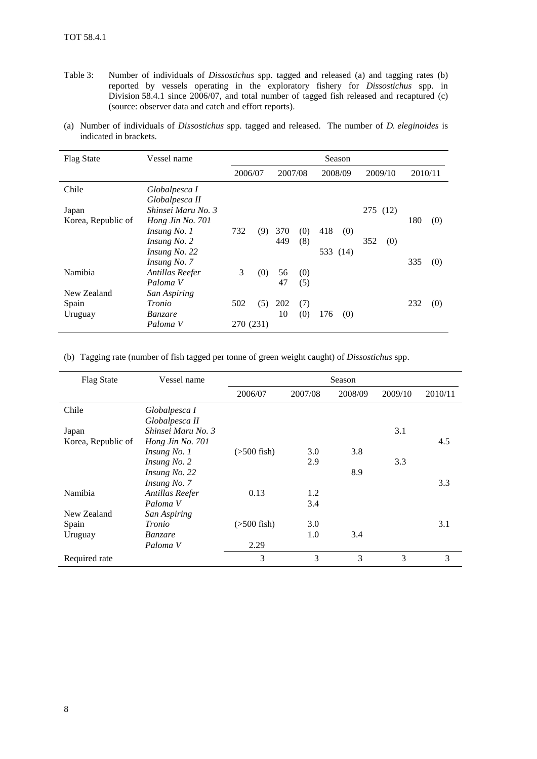Table 3: Number of individuals of *Dissostichus* spp. tagged and released (a) and tagging rates (b) reported by vessels operating in the exploratory fishery for *Dissostichus* spp. in Division 58.4.1 since 2006/07, and total number of tagged fish released and recaptured (c) (source: observer data and catch and effort reports).

(a) Number of individuals of *Dissostichus* spp. tagged and released. The number of *D. eleginoides* is indicated in brackets.

| Flag State | Vessel name | Season | | | | |
|---|---|---|---|---|---|---|
| | | 2006/07 | 2007/08 | 2008/09 | 2009/10 | 2010/11 |
| Chile | *Globalpesca I* | | | | | |
| | *Globalpesca II* | | | | | |
| Japan | *Shinsei Maru No. 3* | | | | 275 (12) | |
| Korea, Republic of | *Hong Jin No. 701* | | | | | 180 (0) |
| | *Insung No. 1* | 732 (9) | 370 (0) | 418 (0) | | |
| | *Insung No. 2* | | 449 (8) | | 352 (0) | |
| | *Insung No. 22* | | | 533 (14) | | |
| | *Insung No. 7* | | | | | 335 (0) |
| Namibia | *Antillas Reefer* | 3 (0) | 56 (0) | | | |
| | *Paloma V* | | 47 (5) | | | |
| New Zealand | *San Aspiring* | | | | | |
| Spain | *Tronio* | 502 (5) | 202 (7) | | | 232 (0) |
| Uruguay | *Banzare* | | 10 (0) | 176 (0) | | |
| | *Paloma V* | 270 (231) | | | | |

(b) Tagging rate (number of fish tagged per tonne of green weight caught) of *Dissostichus* spp.

| Flag State | Vessel name | Season | | | | |
|---|---|---|---|---|---|---|
| | | 2006/07 | 2007/08 | 2008/09 | 2009/10 | 2010/11 |
| Chile | *Globalpesca I* | | | | | |
| | *Globalpesca II* | | | | | |
| Japan | *Shinsei Maru No. 3* | | | | 3.1 | |
| Korea, Republic of | *Hong Jin No. 701* | | | | | 4.5 |
| | *Insung No. 1* | (>500 fish) | 3.0 | 3.8 | | |
| | *Insung No. 2* | | 2.9 | | 3.3 | |
| | *Insung No. 22* | | | 8.9 | | |
| | *Insung No. 7* | | | | | 3.3 |
| Namibia | *Antillas Reefer* | 0.13 | 1.2 | | | |
| | *Paloma V* | | 3.4 | | | |
| New Zealand | *San Aspiring* | | | | | |
| Spain | *Tronio* | (>500 fish) | 3.0 | | | 3.1 |
| Uruguay | *Banzare* | | 1.0 | 3.4 | | |
| | *Paloma V* | 2.29 | | | | |
| Required rate | | 3 | 3 | 3 | 3 | 3 |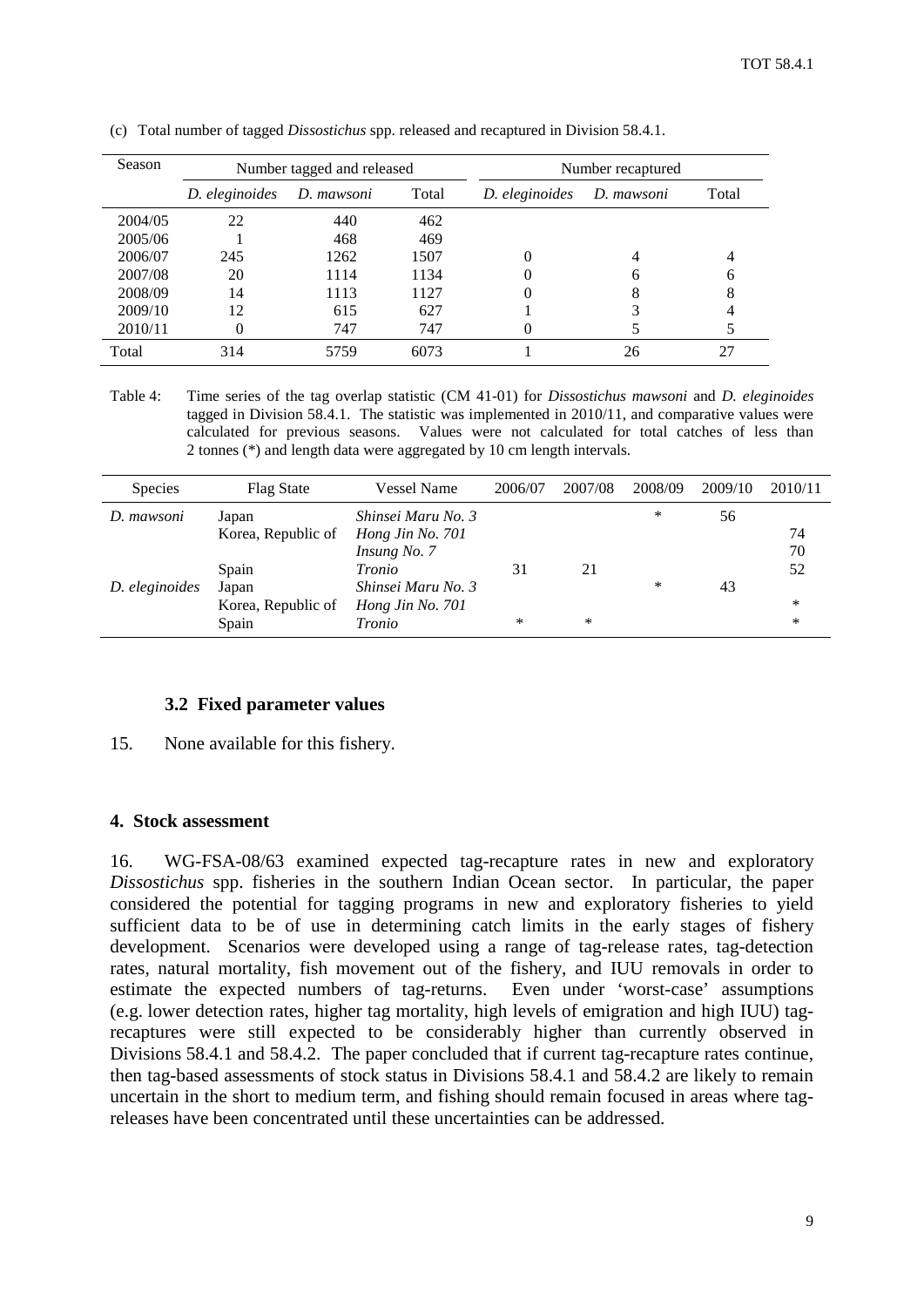(c) Total number of tagged *Dissostichus* spp. released and recaptured in Division 58.4.1.

| Season | Number tagged and released | | | Number recaptured | | |
|---|---|---|---|---|---|---|
| | *D. eleginoides* | *D. mawsoni* | Total | *D. eleginoides* | *D. mawsoni* | Total |
| 2004/05 | 22 | 440 | 462 | | | |
| 2005/06 | 1 | 468 | 469 | | | |
| 2006/07 | 245 | 1262 | 1507 | 0 | 4 | 4 |
| 2007/08 | 20 | 1114 | 1134 | 0 | 6 | 6 |
| 2008/09 | 14 | 1113 | 1127 | 0 | 8 | 8 |
| 2009/10 | 12 | 615 | 627 | 1 | 3 | 4 |
| 2010/11 | 0 | 747 | 747 | 0 | 5 | 5 |
| Total | 314 | 5759 | 6073 | 1 | 26 | 27 |

Table 4: Time series of the tag overlap statistic (CM 41-01) for *Dissostichus mawsoni* and *D. eleginoides* tagged in Division 58.4.1. The statistic was implemented in 2010/11, and comparative values were calculated for previous seasons. Values were not calculated for total catches of less than 2 tonnes (*) and length data were aggregated by 10 cm length intervals.

| Species | Flag State | Vessel Name | 2006/07 | 2007/08 | 2008/09 | 2009/10 | 2010/11 |
|---|---|---|---|---|---|---|---|
| *D. mawsoni* | Japan | *Shinsei Maru No. 3* | | | * | 56 | |
| | Korea, Republic of | *Hong Jin No. 701* | | | | | 74 |
| | | *Insung No. 7* | | | | | 70 |
| | Spain | *Tronio* | 31 | 21 | | | 52 |
| *D. eleginoides* | Japan | *Shinsei Maru No. 3* | | | * | 43 | |
| | Korea, Republic of | *Hong Jin No. 701* | | | | | * |
| | Spain | *Tronio* | * | * | | | * |

### 3.2 Fixed parameter values

15. None available for this fishery.

## 4. Stock assessment

16. WG-FSA-08/63 examined expected tag-recapture rates in new and exploratory *Dissostichus* spp. fisheries in the southern Indian Ocean sector. In particular, the paper considered the potential for tagging programs in new and exploratory fisheries to yield sufficient data to be of use in determining catch limits in the early stages of fishery development. Scenarios were developed using a range of tag-release rates, tag-detection rates, natural mortality, fish movement out of the fishery, and IUU removals in order to estimate the expected numbers of tag-returns. Even under 'worst-case' assumptions (e.g. lower detection rates, higher tag mortality, high levels of emigration and high IUU) tag-recaptures were still expected to be considerably higher than currently observed in Divisions 58.4.1 and 58.4.2. The paper concluded that if current tag-recapture rates continue, then tag-based assessments of stock status in Divisions 58.4.1 and 58.4.2 are likely to remain uncertain in the short to medium term, and fishing should remain focused in areas where tag-releases have been concentrated until these uncertainties can be addressed.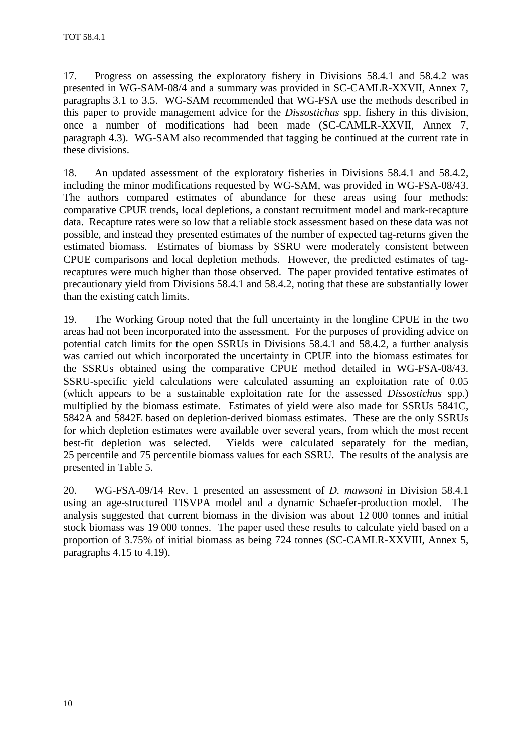17. Progress on assessing the exploratory fishery in Divisions 58.4.1 and 58.4.2 was presented in WG-SAM-08/4 and a summary was provided in SC-CAMLR-XXVII, Annex 7, paragraphs 3.1 to 3.5. WG-SAM recommended that WG-FSA use the methods described in this paper to provide management advice for the *Dissostichus* spp. fishery in this division, once a number of modifications had been made (SC-CAMLR-XXVII, Annex 7, paragraph 4.3). WG-SAM also recommended that tagging be continued at the current rate in these divisions.

18. An updated assessment of the exploratory fisheries in Divisions 58.4.1 and 58.4.2, including the minor modifications requested by WG-SAM, was provided in WG-FSA-08/43. The authors compared estimates of abundance for these areas using four methods: comparative CPUE trends, local depletions, a constant recruitment model and mark-recapture data. Recapture rates were so low that a reliable stock assessment based on these data was not possible, and instead they presented estimates of the number of expected tag-returns given the estimated biomass. Estimates of biomass by SSRU were moderately consistent between CPUE comparisons and local depletion methods. However, the predicted estimates of tag-recaptures were much higher than those observed. The paper provided tentative estimates of precautionary yield from Divisions 58.4.1 and 58.4.2, noting that these are substantially lower than the existing catch limits.

19. The Working Group noted that the full uncertainty in the longline CPUE in the two areas had not been incorporated into the assessment. For the purposes of providing advice on potential catch limits for the open SSRUs in Divisions 58.4.1 and 58.4.2, a further analysis was carried out which incorporated the uncertainty in CPUE into the biomass estimates for the SSRUs obtained using the comparative CPUE method detailed in WG-FSA-08/43. SSRU-specific yield calculations were calculated assuming an exploitation rate of 0.05 (which appears to be a sustainable exploitation rate for the assessed *Dissostichus* spp.) multiplied by the biomass estimate. Estimates of yield were also made for SSRUs 5841C, 5842A and 5842E based on depletion-derived biomass estimates. These are the only SSRUs for which depletion estimates were available over several years, from which the most recent best-fit depletion was selected. Yields were calculated separately for the median, 25 percentile and 75 percentile biomass values for each SSRU. The results of the analysis are presented in Table 5.

20. WG-FSA-09/14 Rev. 1 presented an assessment of *D. mawsoni* in Division 58.4.1 using an age-structured TISVPA model and a dynamic Schaefer-production model. The analysis suggested that current biomass in the division was about 12 000 tonnes and initial stock biomass was 19 000 tonnes. The paper used these results to calculate yield based on a proportion of 3.75% of initial biomass as being 724 tonnes (SC-CAMLR-XXVIII, Annex 5, paragraphs 4.15 to 4.19).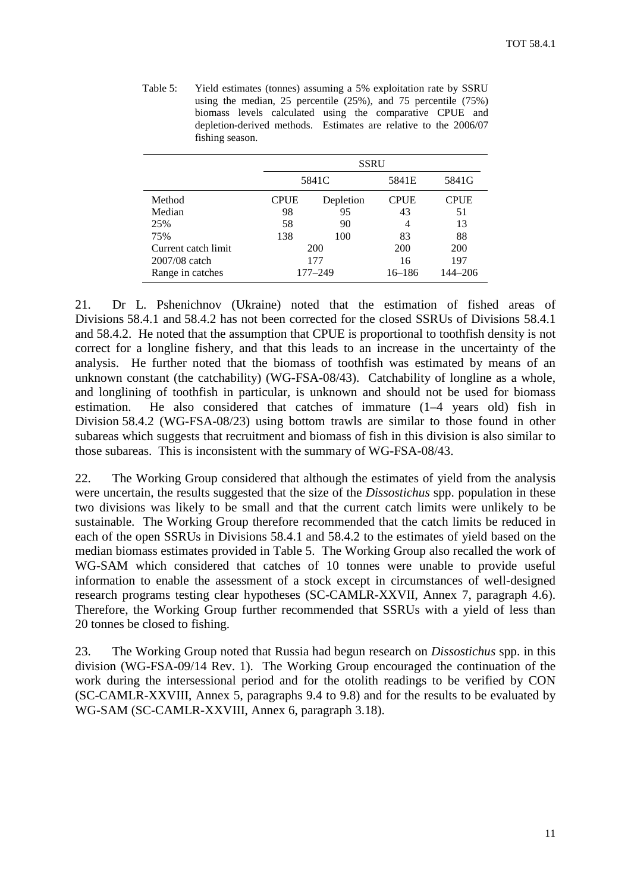Table 5: Yield estimates (tonnes) assuming a 5% exploitation rate by SSRU using the median, 25 percentile (25%), and 75 percentile (75%) biomass levels calculated using the comparative CPUE and depletion-derived methods. Estimates are relative to the 2006/07 fishing season.

| | SSRU | | | |
|---|---|---|---|---|
| | 5841C | | 5841E | 5841G |
| Method | CPUE | Depletion | CPUE | CPUE |
| Median | 98 | 95 | 43 | 51 |
| 25% | 58 | 90 | 4 | 13 |
| 75% | 138 | 100 | 83 | 88 |
| Current catch limit | 200 | | 200 | 200 |
| 2007/08 catch | 177 | | 16 | 197 |
| Range in catches | 177–249 | | 16–186 | 144–206 |

21. Dr L. Pshenichnov (Ukraine) noted that the estimation of fished areas of Divisions 58.4.1 and 58.4.2 has not been corrected for the closed SSRUs of Divisions 58.4.1 and 58.4.2. He noted that the assumption that CPUE is proportional to toothfish density is not correct for a longline fishery, and that this leads to an increase in the uncertainty of the analysis. He further noted that the biomass of toothfish was estimated by means of an unknown constant (the catchability) (WG-FSA-08/43). Catchability of longline as a whole, and longlining of toothfish in particular, is unknown and should not be used for biomass estimation. He also considered that catches of immature (1–4 years old) fish in Division 58.4.2 (WG-FSA-08/23) using bottom trawls are similar to those found in other subareas which suggests that recruitment and biomass of fish in this division is also similar to those subareas. This is inconsistent with the summary of WG-FSA-08/43.

22. The Working Group considered that although the estimates of yield from the analysis were uncertain, the results suggested that the size of the *Dissostichus* spp. population in these two divisions was likely to be small and that the current catch limits were unlikely to be sustainable. The Working Group therefore recommended that the catch limits be reduced in each of the open SSRUs in Divisions 58.4.1 and 58.4.2 to the estimates of yield based on the median biomass estimates provided in Table 5. The Working Group also recalled the work of WG-SAM which considered that catches of 10 tonnes were unable to provide useful information to enable the assessment of a stock except in circumstances of well-designed research programs testing clear hypotheses (SC-CAMLR-XXVII, Annex 7, paragraph 4.6). Therefore, the Working Group further recommended that SSRUs with a yield of less than 20 tonnes be closed to fishing.

23. The Working Group noted that Russia had begun research on *Dissostichus* spp. in this division (WG-FSA-09/14 Rev. 1). The Working Group encouraged the continuation of the work during the intersessional period and for the otolith readings to be verified by CON (SC-CAMLR-XXVIII, Annex 5, paragraphs 9.4 to 9.8) and for the results to be evaluated by WG-SAM (SC-CAMLR-XXVIII, Annex 6, paragraph 3.18).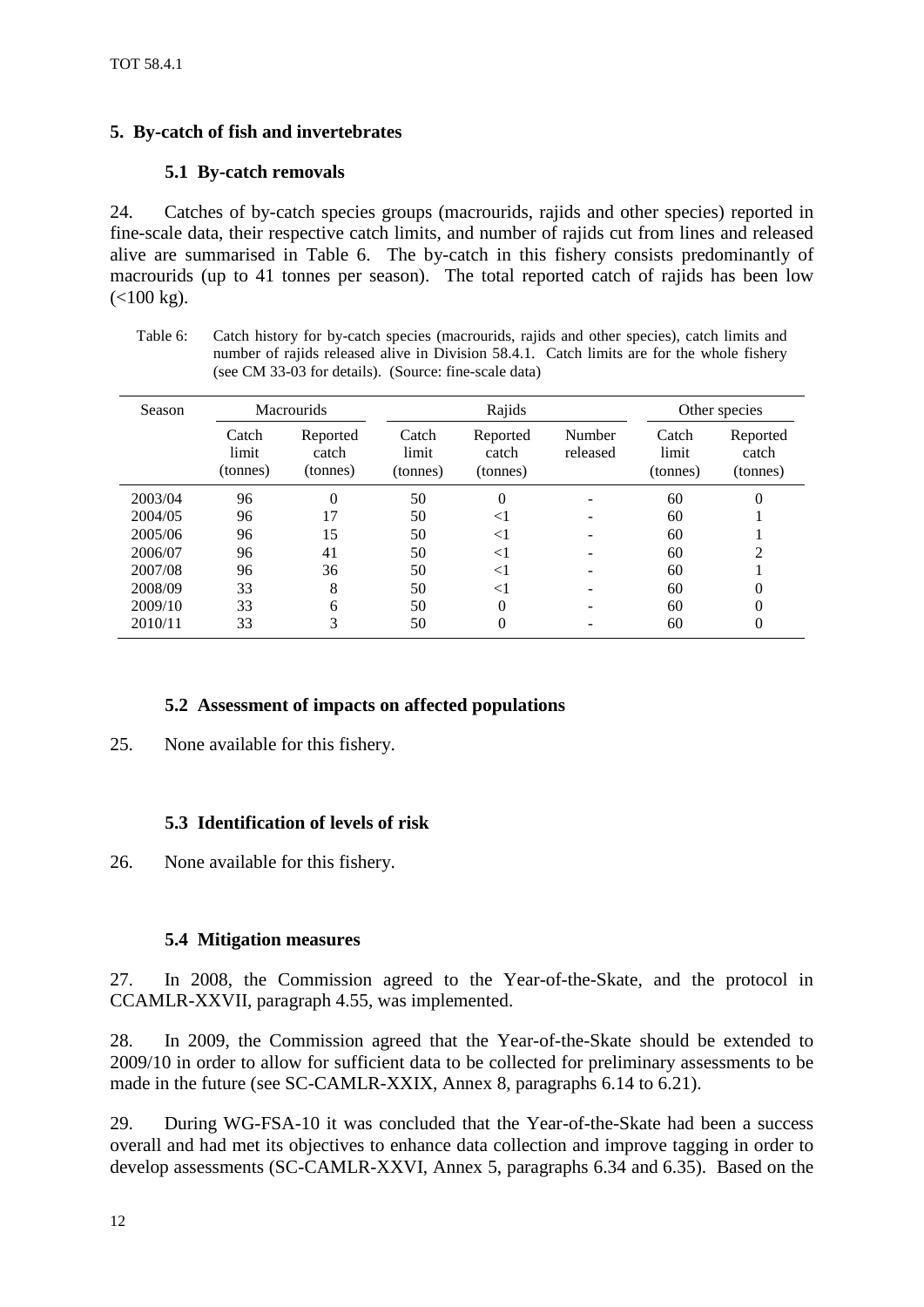## 5. By-catch of fish and invertebrates

### 5.1 By-catch removals

24. Catches of by-catch species groups (macrourids, rajids and other species) reported in fine-scale data, their respective catch limits, and number of rajids cut from lines and released alive are summarised in Table 6. The by-catch in this fishery consists predominantly of macrourids (up to 41 tonnes per season). The total reported catch of rajids has been low (<100 kg).

Table 6: Catch history for by-catch species (macrourids, rajids and other species), catch limits and number of rajids released alive in Division 58.4.1. Catch limits are for the whole fishery (see CM 33-03 for details). (Source: fine-scale data)

| Season | Macrourids | | Rajids | | | Other species | |
|---|---|---|---|---|---|---|---|
| | Catch limit (tonnes) | Reported catch (tonnes) | Catch limit (tonnes) | Reported catch (tonnes) | Number released | Catch limit (tonnes) | Reported catch (tonnes) |
| 2003/04 | 96 | 0 | 50 | 0 | - | 60 | 0 |
| 2004/05 | 96 | 17 | 50 | <1 | - | 60 | 1 |
| 2005/06 | 96 | 15 | 50 | <1 | - | 60 | 1 |
| 2006/07 | 96 | 41 | 50 | <1 | - | 60 | 2 |
| 2007/08 | 96 | 36 | 50 | <1 | - | 60 | 1 |
| 2008/09 | 33 | 8 | 50 | <1 | - | 60 | 0 |
| 2009/10 | 33 | 6 | 50 | 0 | - | 60 | 0 |
| 2010/11 | 33 | 3 | 50 | 0 | - | 60 | 0 |

### 5.2 Assessment of impacts on affected populations

25. None available for this fishery.

### 5.3 Identification of levels of risk

26. None available for this fishery.

### 5.4 Mitigation measures

27. In 2008, the Commission agreed to the Year-of-the-Skate, and the protocol in CCAMLR-XXVII, paragraph 4.55, was implemented.

28. In 2009, the Commission agreed that the Year-of-the-Skate should be extended to 2009/10 in order to allow for sufficient data to be collected for preliminary assessments to be made in the future (see SC-CAMLR-XXIX, Annex 8, paragraphs 6.14 to 6.21).

29. During WG-FSA-10 it was concluded that the Year-of-the-Skate had been a success overall and had met its objectives to enhance data collection and improve tagging in order to develop assessments (SC-CAMLR-XXVI, Annex 5, paragraphs 6.34 and 6.35). Based on the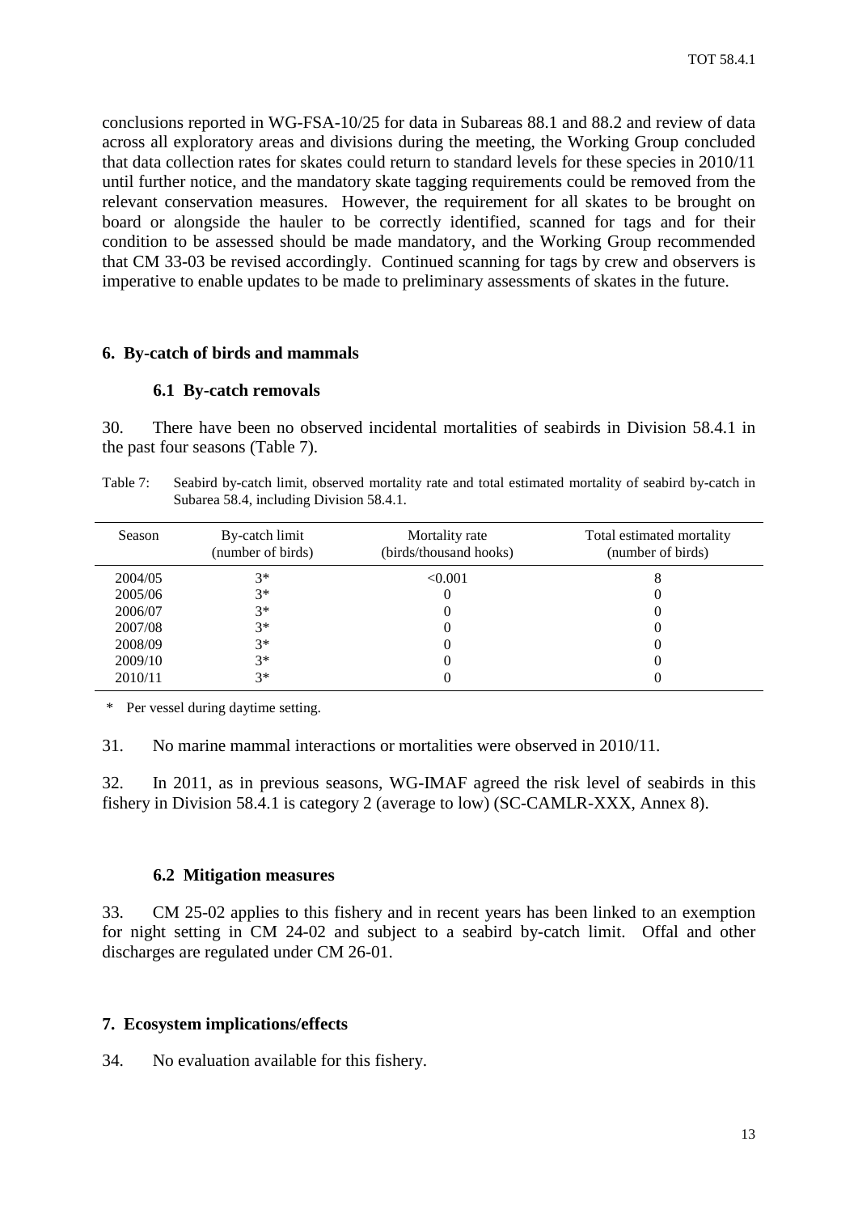conclusions reported in WG-FSA-10/25 for data in Subareas 88.1 and 88.2 and review of data across all exploratory areas and divisions during the meeting, the Working Group concluded that data collection rates for skates could return to standard levels for these species in 2010/11 until further notice, and the mandatory skate tagging requirements could be removed from the relevant conservation measures. However, the requirement for all skates to be brought on board or alongside the hauler to be correctly identified, scanned for tags and for their condition to be assessed should be made mandatory, and the Working Group recommended that CM 33-03 be revised accordingly. Continued scanning for tags by crew and observers is imperative to enable updates to be made to preliminary assessments of skates in the future.

## 6. By-catch of birds and mammals

### 6.1 By-catch removals

30. There have been no observed incidental mortalities of seabirds in Division 58.4.1 in the past four seasons (Table 7).

Table 7: Seabird by-catch limit, observed mortality rate and total estimated mortality of seabird by-catch in Subarea 58.4, including Division 58.4.1.

| Season | By-catch limit (number of birds) | Mortality rate (birds/thousand hooks) | Total estimated mortality (number of birds) |
|---|---|---|---|
| 2004/05 | 3* | <0.001 | 8 |
| 2005/06 | 3* | 0 | 0 |
| 2006/07 | 3* | 0 | 0 |
| 2007/08 | 3* | 0 | 0 |
| 2008/09 | 3* | 0 | 0 |
| 2009/10 | 3* | 0 | 0 |
| 2010/11 | 3* | 0 | 0 |

\* Per vessel during daytime setting.

31. No marine mammal interactions or mortalities were observed in 2010/11.

32. In 2011, as in previous seasons, WG-IMAF agreed the risk level of seabirds in this fishery in Division 58.4.1 is category 2 (average to low) (SC-CAMLR-XXX, Annex 8).

### 6.2 Mitigation measures

33. CM 25-02 applies to this fishery and in recent years has been linked to an exemption for night setting in CM 24-02 and subject to a seabird by-catch limit. Offal and other discharges are regulated under CM 26-01.

## 7. Ecosystem implications/effects

34. No evaluation available for this fishery.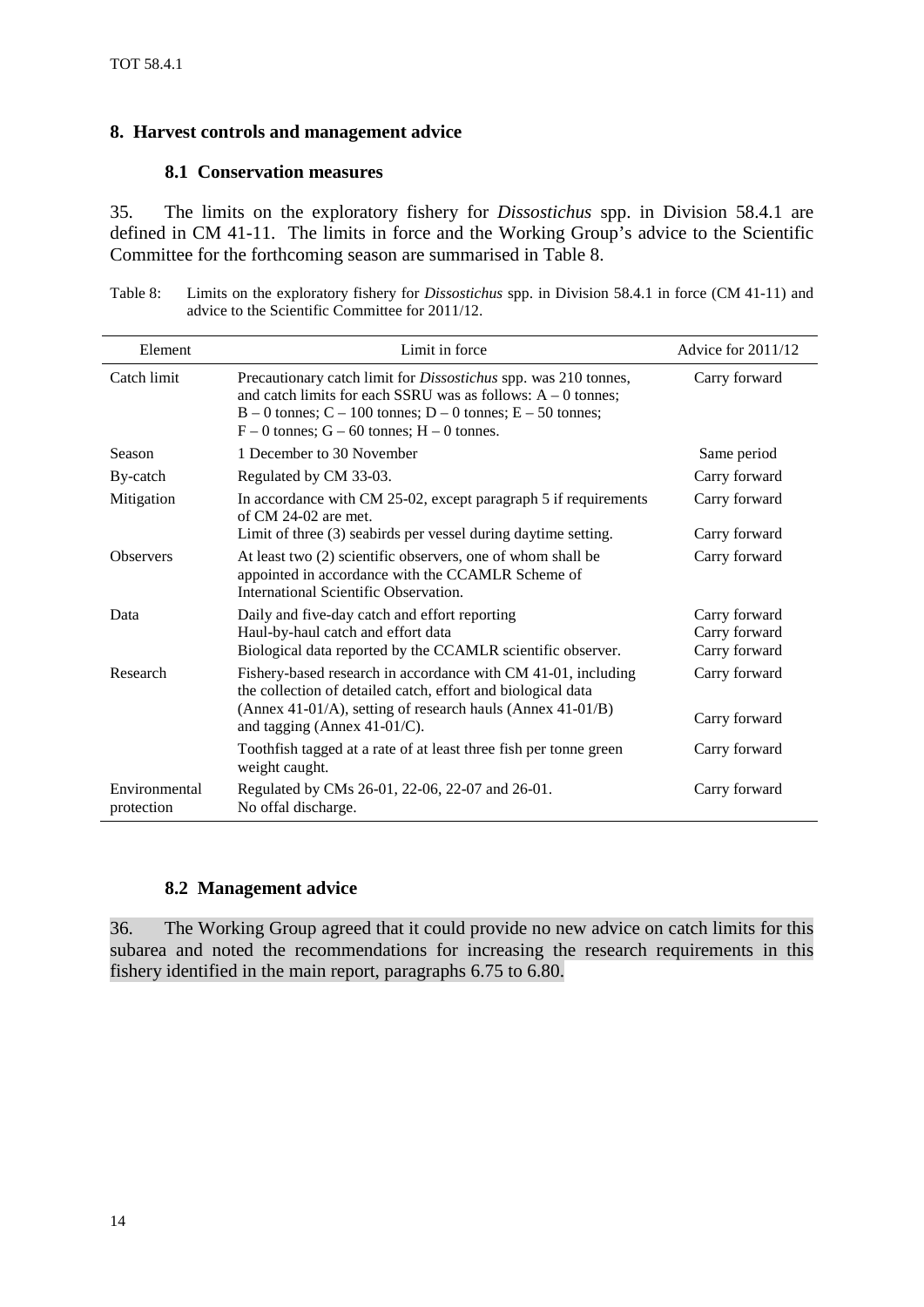## 8. Harvest controls and management advice

### 8.1 Conservation measures

35. The limits on the exploratory fishery for *Dissostichus* spp. in Division 58.4.1 are defined in CM 41-11. The limits in force and the Working Group's advice to the Scientific Committee for the forthcoming season are summarised in Table 8.

Table 8: Limits on the exploratory fishery for *Dissostichus* spp. in Division 58.4.1 in force (CM 41-11) and advice to the Scientific Committee for 2011/12.

| Element | Limit in force | Advice for 2011/12 |
|---|---|---|
| Catch limit | Precautionary catch limit for *Dissostichus* spp. was 210 tonnes, and catch limits for each SSRU was as follows: A – 0 tonnes; B – 0 tonnes; C – 100 tonnes; D – 0 tonnes; E – 50 tonnes; F – 0 tonnes; G – 60 tonnes; H – 0 tonnes. | Carry forward |
| Season | 1 December to 30 November | Same period |
| By-catch | Regulated by CM 33-03. | Carry forward |
| Mitigation | In accordance with CM 25-02, except paragraph 5 if requirements of CM 24-02 are met. | Carry forward |
| | Limit of three (3) seabirds per vessel during daytime setting. | Carry forward |
| Observers | At least two (2) scientific observers, one of whom shall be appointed in accordance with the CCAMLR Scheme of International Scientific Observation. | Carry forward |
| Data | Daily and five-day catch and effort reporting | Carry forward |
| | Haul-by-haul catch and effort data | Carry forward |
| | Biological data reported by the CCAMLR scientific observer. | Carry forward |
| Research | Fishery-based research in accordance with CM 41-01, including the collection of detailed catch, effort and biological data | Carry forward |
| | (Annex 41-01/A), setting of research hauls (Annex 41-01/B) and tagging (Annex 41-01/C). | Carry forward |
| | Toothfish tagged at a rate of at least three fish per tonne green weight caught. | Carry forward |
| Environmental protection | Regulated by CMs 26-01, 22-06, 22-07 and 26-01. No offal discharge. | Carry forward |

### 8.2 Management advice

36. The Working Group agreed that it could provide no new advice on catch limits for this subarea and noted the recommendations for increasing the research requirements in this fishery identified in the main report, paragraphs 6.75 to 6.80.